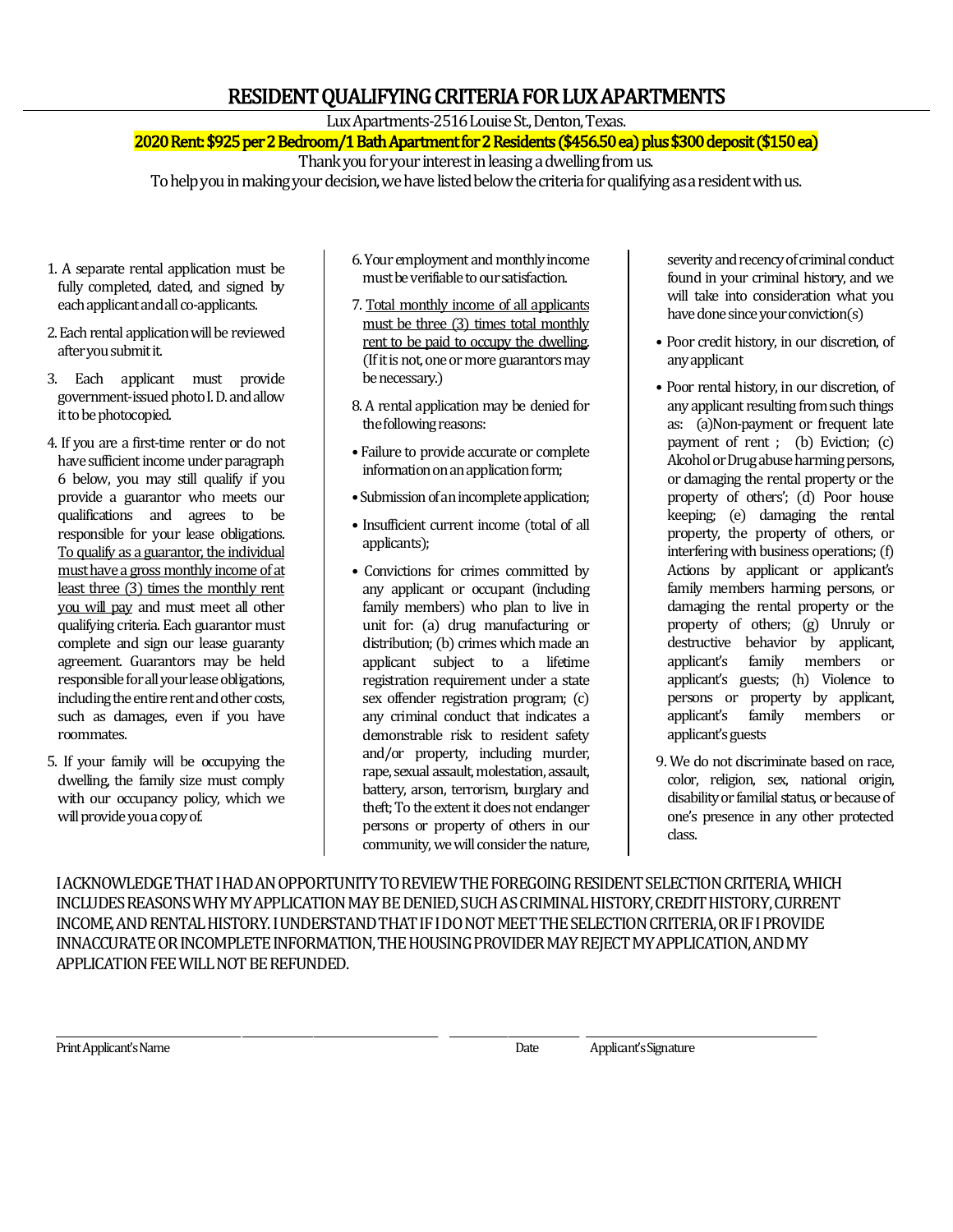# RESIDENT QUALIFYING CRITERIA FOR LUX APARTMENTS

Lux Apartments-2516 Louise St., Denton, Texas.

**2020 Rent: $925 per 2 Bedroom/1 Bath Apartment for 2 Residents ($456.50 ea) plus $300 deposit ($150 ea)**

Thank you for your interest in leasing a dwelling from us.

To help you in making your decision, we have listed below the criteria for qualifying as a resident with us.

1. A separate rental application must be fully completed, dated, and signed by each applicant and all co-applicants.

2. Each rental application will be reviewed after you submit it.

3. Each applicant must provide government-issued photo I. D. and allow it to be photocopied.

4. If you are a first-time renter or do not have sufficient income under paragraph 6 below, you may still qualify if you provide a guarantor who meets our qualifications and agrees to be responsible for your lease obligations. <u>To qualify as a guarantor, the individual must have a gross monthly income of at least three (3) times the monthly rent you will pay</u> and must meet all other qualifying criteria. Each guarantor must complete and sign our lease guaranty agreement. Guarantors may be held responsible for all your lease obligations, including the entire rent and other costs, such as damages, even if you have roommates.

5. If your family will be occupying the dwelling, the family size must comply with our occupancy policy, which we will provide you a copy of.

6. Your employment and monthly income must be verifiable to our satisfaction.

7. <u>Total monthly income of all applicants must be three (3) times total monthly rent to be paid to occupy the dwelling</u>. (If it is not, one or more guarantors may be necessary.)

8. A rental application may be denied for the following reasons:

- Failure to provide accurate or complete information on an application form;
- Submission of an incomplete application;
- Insufficient current income (total of all applicants);
- Convictions for crimes committed by any applicant or occupant (including family members) who plan to live in unit for: (a) drug manufacturing or distribution; (b) crimes which made an applicant subject to a lifetime registration requirement under a state sex offender registration program; (c) any criminal conduct that indicates a demonstrable risk to resident safety and/or property, including murder, rape, sexual assault, molestation, assault, battery, arson, terrorism, burglary and theft; To the extent it does not endanger persons or property of others in our community, we will consider the nature, severity and recency of criminal conduct found in your criminal history, and we will take into consideration what you have done since your conviction(s)
- Poor credit history, in our discretion, of any applicant
- Poor rental history, in our discretion, of any applicant resulting from such things as: (a)Non-payment or frequent late payment of rent ; (b) Eviction; (c) Alcohol or Drug abuse harming persons, or damaging the rental property or the property of others'; (d) Poor house keeping; (e) damaging the rental property, the property of others, or interfering with business operations; (f) Actions by applicant or applicant's family members harming persons, or damaging the rental property or the property of others; (g) Unruly or destructive behavior by applicant, applicant's family members or applicant's guests; (h) Violence to persons or property by applicant, applicant's family members or applicant's guests

9. We do not discriminate based on race, color, religion, sex, national origin, disability or familial status, or because of one's presence in any other protected class.

I ACKNOWLEDGE THAT I HAD AN OPPORTUNITY TO REVIEW THE FOREGOING RESIDENT SELECTION CRITERIA, WHICH INCLUDES REASONS WHY MY APPLICATION MAY BE DENIED, SUCH AS CRIMINAL HISTORY, CREDIT HISTORY, CURRENT INCOME, AND RENTAL HISTORY. I UNDERSTAND THAT IF I DO NOT MEET THE SELECTION CRITERIA, OR IF I PROVIDE INNACCURATE OR INCOMPLETE INFORMATION, THE HOUSING PROVIDER MAY REJECT MY APPLICATION, AND MY APPLICATION FEE WILL NOT BE REFUNDED.

_______________________________ _______________ _______________________________

Print Applicant's Name  Date  Applicant's Signature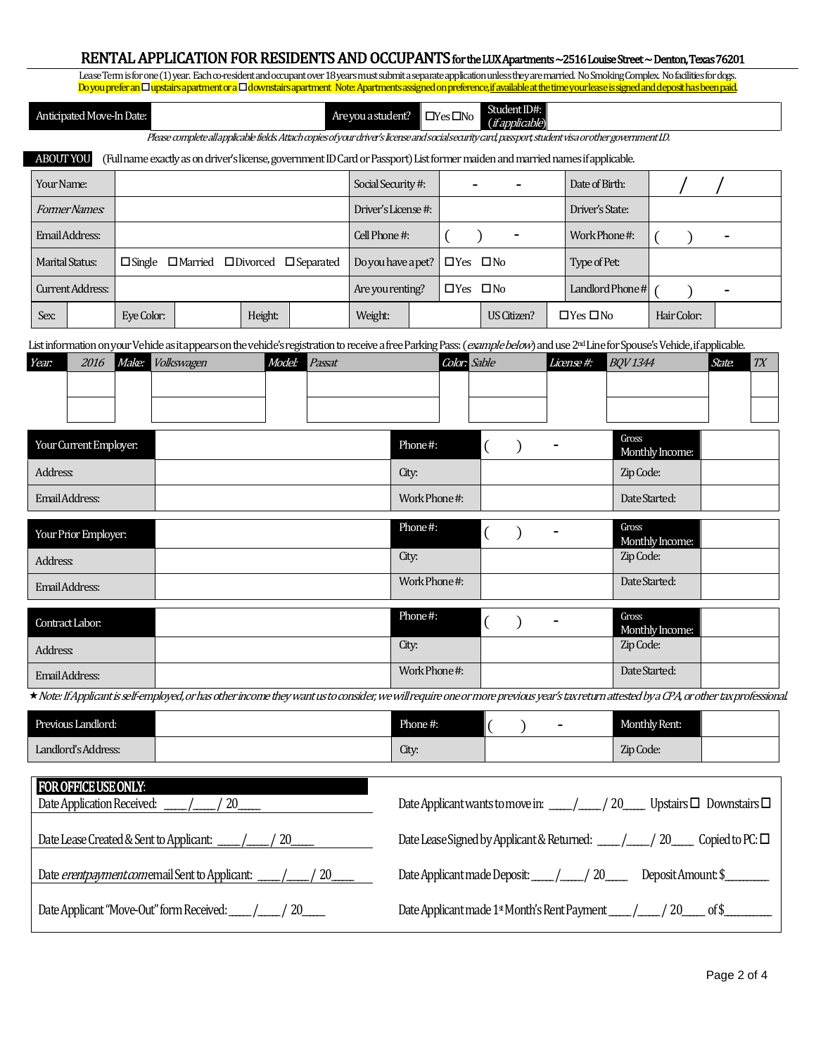# RENTAL APPLICATION FOR RESIDENTS AND OCCUPANTS for the LUX Apartments ~ 2516 Louise Street ~ Denton, Texas 76201

Lease Term is for one (1) year. Each co-resident and occupant over 18 years must submit a separate application unless they are married. No Smoking Complex. No facilities for dogs.
Do you prefer an ☐ upstairs apartment or a ☐ downstairs apartment Note: Apartments assigned on preference, if available at the time your lease is signed and deposit has been paid.

| Anticipated Move-In Date: | | Are you a student? | ☐Yes ☐No | Student ID#: (*if applicable*) | |
|---|---|---|---|---|---|

*Please complete all applicable fields. Attach copies of your driver's license and social security card, passport, student visa or other government ID.*

**ABOUT YOU** (Full name exactly as on driver's license, government ID Card or Passport) List former maiden and married names if applicable.

| | | | | | | | | | | |
|---|---|---|---|---|---|---|---|---|---|---|
| Your Name: | | | | Social Security #: | - - | | Date of Birth: | / / | | |
| *Former Names:* | | | | Driver's License #: | | | Driver's State: | | | |
| Email Address: | | | | Cell Phone #: | ( ) - | | Work Phone #: | ( ) - | | |
| Marital Status: | ☐Single ☐Married ☐Divorced ☐Separated | | | Do you have a pet? | ☐Yes ☐No | | Type of Pet: | | | |
| Current Address: | | | | Are you renting? | ☐Yes ☐No | | Landlord Phone # | ( ) - | | |
| Sex: | | Eye Color: | | Height: | | Weight: | | US Citizen? | ☐Yes ☐No | Hair Color: |

List information on your Vehicle as it appears on the vehicle's registration to receive a free Parking Pass: (*example below*) and use 2nd Line for Spouse's Vehicle, if applicable.

| *Year:* | *2016* | *Make:* | *Volkswagen* | *Model:* | *Passat* | *Color:* | *Sable* | *License #:* | *BQV 1344* | *State:* | *TX* |
|---|---|---|---|---|---|---|---|---|---|---|---|
| | | | | | | | | | | | |
| | | | | | | | | | | | |

| Your Current Employer: | | Phone #: | ( ) - | Gross Monthly Income: | |
|---|---|---|---|---|---|
| Address: | | City: | | Zip Code: | |
| Email Address: | | Work Phone #: | | Date Started: | |

| Your Prior Employer: | | Phone #: | ( ) - | Gross Monthly Income: | |
|---|---|---|---|---|---|
| Address: | | City: | | Zip Code: | |
| Email Address: | | Work Phone #: | | Date Started: | |

| Contract Labor: | | Phone #: | ( ) - | Gross Monthly Income: | |
|---|---|---|---|---|---|
| Address: | | City: | | Zip Code: | |
| Email Address: | | Work Phone #: | | Date Started: | |

★ *Note: If Applicant is self-employed, or has other income they want us to consider; we will require one or more previous year's tax return attested by a CPA, or other tax professional.*

| Previous Landlord: | | Phone #: | ( ) - | Monthly Rent: | |
|---|---|---|---|---|---|
| Landlord's Address: | | City: | | Zip Code: | |

**FOR OFFICE USE ONLY:**

Date Application Received: ____/____/ 20____

Date Applicant wants to move in: ____/____/ 20____ Upstairs ☐ Downstairs ☐

Date Lease Created & Sent to Applicant: ____/____/ 20____

Date Lease Signed by Applicant & Returned: ____/____/ 20____ Copied to PC: ☐

Date *erentpayment.com* email Sent to Applicant: ____/____/ 20____

Date Applicant made Deposit: ____/____/ 20____ Deposit Amount: $________

Date Applicant "Move-Out" form Received: ____/____/ 20____

Date Applicant made 1st Month's Rent Payment ____/____/ 20____ of $________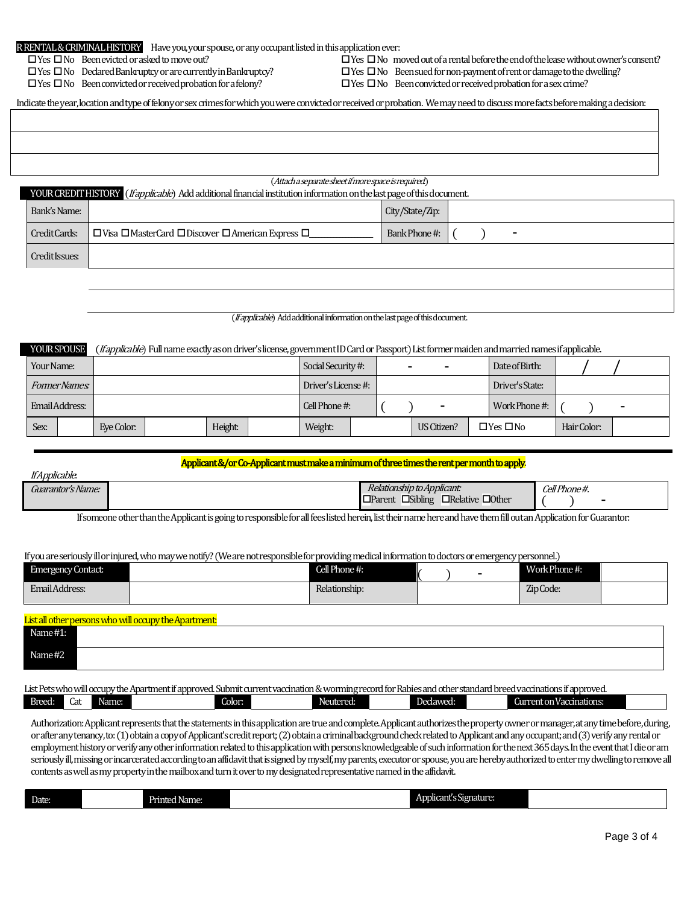**R RENTAL & CRIMINAL HISTORY** Have you, your spouse, or any occupant listed in this application ever:

☐Yes ☐No Been evicted or asked to move out?
☐Yes ☐No Declared Bankruptcy or are currently in Bankruptcy?
☐Yes ☐No Been convicted or received probation for a felony?
☐Yes ☐No moved out of a rental before the end of the lease without owner's consent?
☐Yes ☐No Been sued for non-payment of rent or damage to the dwelling?
☐Yes ☐No Been convicted or received probation for a sex crime?

Indicate the year, location and type of felony or sex crimes for which you were convicted or received or probation. We may need to discuss more facts before making a decision:

| |
|---|
| |
| |
| |

(*Attach a separate sheet if more space is required*)

**YOUR CREDIT HISTORY** (*If applicable*) Add additional financial institution information on the last page of this document.

| | | | |
|---|---|---|---|
| Bank's Name: | | City/State/Zip: | |
| Credit Cards: | ☐Visa ☐MasterCard ☐Discover ☐American Express ☐\_\_\_\_\_\_\_\_\_\_ | Bank Phone #: | (    )    - |
| Credit Issues: | | | |
| | | | |
| | | | |

(*If applicable*) Add additional information on the last page of this document.

**YOUR SPOUSE** (*If applicable*) Full name exactly as on driver's license, government ID Card or Passport) List former maiden and married names if applicable.

| | | | | | | | | | |
|---|---|---|---|---|---|---|---|---|---|
| Your Name: | | | | Social Security #: | - - | | Date of Birth: | / / | |
| *Former Names:* | | | | Driver's License #: | | | Driver's State: | | |
| Email Address: | | | | Cell Phone #: | (    )    - | | Work Phone #: | (    )    - | |
| Sex: | | Eye Color: | | Height: | | Weight: | | US Citizen? ☐Yes ☐No | Hair Color: |

**Applicant &/or Co-Applicant must make a minimum of three times the rent per month to apply.**

*If Applicable:*

| | | | |
|---|---|---|---|
| *Guarantor's Name:* | | *Relationship to Applicant:* ☐Parent ☐Sibling ☐Relative ☐Other | *Cell Phone #:* (    )    - |

If someone other than the Applicant is going to responsible for all fees listed herein, list their name here and have them fill out an Application for Guarantor.

If you are seriously ill or injured, who may we notify? (We are not responsible for providing medical information to doctors or emergency personnel.)

| | | | | | |
|---|---|---|---|---|---|
| Emergency Contact: | | Cell Phone #: | (    )    - | Work Phone #: | |
| Email Address: | | Relationship: | | Zip Code: | |

**List all other persons who will occupy the Apartment:**

| | |
|---|---|
| Name #1: | |
| Name #2 | |

List Pets who will occupy the Apartment if approved. Submit current vaccination & worming record for Rabies and other standard breed vaccinations if approved.

| | | | | | | | | | | | |
|---|---|---|---|---|---|---|---|---|---|---|---|
| Breed: | Cat | Name: | | Color: | | Neutered: | | Declawed: | | Current on Vaccinations: | |

Authorization: Applicant represents that the statements in this application are true and complete. Applicant authorizes the property owner or manager, at any time before, during, or after any tenancy, to: (1) obtain a copy of Applicant's credit report; (2) obtain a criminal background check related to Applicant and any occupant; and (3) verify any rental or employment history or verify any other information related to this application with persons knowledgeable of such information for the next 365 days. In the event that I die or am seriously ill, missing or incarcerated according to an affidavit that is signed by myself, my parents, executor or spouse, you are hereby authorized to enter my dwelling to remove all contents as well as my property in the mailbox and turn it over to my designated representative named in the affidavit.

| | | | | | |
|---|---|---|---|---|---|
| Date: | | Printed Name: | | Applicant's Signature: | |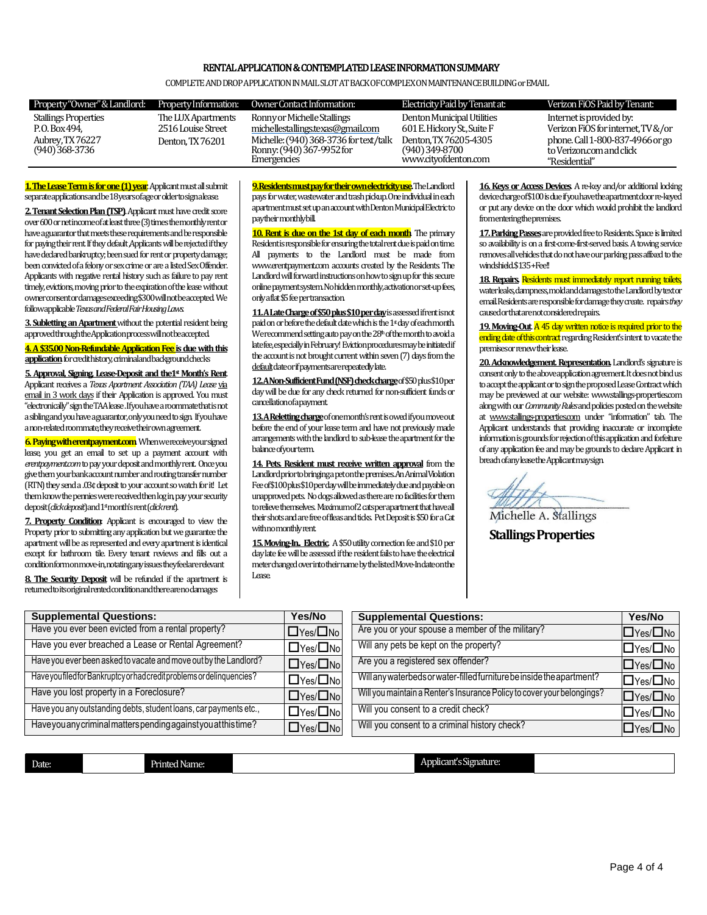# RENTAL APPLICATION & CONTEMPLATED LEASE INFORMATION SUMMARY

COMPLETE AND DROP APPLICATION IN MAIL SLOT AT BACK OF COMPLEX ON MAINTENANCE BUILDING or EMAIL

| Property "Owner" & Landlord: | Property Information: | Owner Contact Information: | Electricity Paid by Tenant at: | Verizon FiOS Paid by Tenant: |
|---|---|---|---|---|
| Stallings Properties<br>P.O. Box 494,<br>Aubrey, TX 76227<br>(940) 368-3736 | The LUX Apartments<br>2516 Louise Street<br>Denton, TX 76201 | Ronny or Michelle Stallings<br>michellestallings.texas@gmail.com<br>Michelle: (940) 368-3736 for text/talk<br>Ronny: (940) 367-9952 for Emergencies | Denton Municipal Utilities<br>601 E. Hickory St., Suite F<br>Denton, TX 76205-4305<br>(940) 349-8700<br>www.cityofdenton.com | Internet is provided by:<br>Verizon FiOS for internet, TV &/or phone. Call 1-800-837-4966 or go to Verizon.com and click "Residential" |

**1. The Lease Term is for one (1) year**. Applicant must all submit separate applications and be 18 years of age or older to sign a lease.

**2. Tenant Selection Plan (TSP)**. Applicant must have credit score over 600 or net income of at least three (3) times the monthly rent or have a guarantor that meets these requirements and be responsible for paying their rent. If they default, Applicants will be rejected if they have declared bankruptcy; been sued for rent or property damage; been convicted of a felony or sex crime or are a listed Sex Offender. Applicants with negative rental history such as failure to pay rent timely, evictions, moving prior to the expiration of the lease without owner consent or damages exceeding $300 will not be accepted. We follow applicable *Texas and Federal Fair Housing Laws*.

**3. Subletting an Apartment** without the potential resident being approved through the Application process will not be accepted.

**4. A $35.00 Non-Refundable Application Fee is due with this application** for credit history, criminal and background checks.

**5. Approval, Signing, Lease-Deposit and the 1st Month's Rent**. Applicant receives a *Texas Apartment Association (TAA) Lease* via email in 3 work days if their Application is approved. You must "electronically" sign the TAA lease. If you have a roommate that is not a sibling and you have a guarantor, only you need to sign. If you have a non-related roommate, they receive their own agreement.

**6. Paying with erentpayment.com**. When we receive your signed lease, you get an email to set up a payment account with *erentpayment.com* to pay your deposit and monthly rent. Once you give them your bank account number and routing transfer number (RTN) they send a .03¢ deposit to your account so watch for it! Let them know the pennies were received then log in, pay your security deposit (*click deposit*) and 1st month's rent (*click rent*).

**7. Property Condition**: Applicant is encouraged to view the Property prior to submitting any application but we guarantee the apartment will be as represented and every apartment is identical except for bathroom tile. Every tenant reviews and fills out a condition form on move-in, notating any issues they feel are relevant

**8. The Security Deposit** will be refunded if the apartment is returned to its original rented condition and there are no damages

**9. Residents must pay for their own electricity use.** The Landlord pays for water, wastewater and trash pickup. One individual in each apartment must set up an account with Denton Municipal Electric to pay their monthly bill.

**10. Rent is due on the 1st day of each month**. The primary Resident is responsible for ensuring the total rent due is paid on time. All payments to the Landlord must be made from www.erentpayment.com accounts created by the Residents. The Landlord will forward instructions on how to sign up for this secure online payment system. No hidden monthly, activation or set-up fees, only a flat $5 fee per transaction.

**11. A Late Charge of $50 plus $10 per day** is assessed if rent is not paid on or before the default date which is the 1st day of each month. We recommend setting auto pay on the 28th of the month to avoid a late fee, especially in February! Eviction procedures may be initiated if the account is not brought current within seven (7) days from the default date or if payments are repeatedly late.

**12. A Non-Sufficient Fund (NSF) check charge** of $50 plus $10 per day will be due for any check returned for non-sufficient funds or cancellation of a payment.

**13. A Reletting charge** of one month's rent is owed if you move out before the end of your lease term and have not previously made arrangements with the landlord to sub-lease the apartment for the balance of your term.

**14. Pets. Resident must receive written approval** from the Landlord prior to bringing a pet on the premises. An Animal Violation Fee of $100 plus $10 per day will be immediately due and payable on unapproved pets. No dogs allowed as there are no facilities for them to relieve themselves. Maximum of 2 cats per apartment that have all their shots and are free of fleas and ticks. Pet Deposit is $50 for a Cat with no monthly rent.

**15. Moving-In. Electric**. A $50 utility connection fee and $10 per day late fee will be assessed if the resident fails to have the electrical meter changed over into their name by the listed Move-In date on the Lease.

**16. Keys or Access Devices**. A re-key and/or additional locking device charge of $100 is due if you have the apartment door re-keyed or put any device on the door which would prohibit the landlord from entering the premises.

**17. Parking Passes** are provided free to Residents. Space is limited so availability is on a first-come-first-served basis. A towing service removes all vehicles that do not have our parking pass affixed to the windshield. $135+Fee!!

**18. Repairs.** Residents must immediately report running toilets, water leaks, dampness, mold and damages to the Landlord by text or email. Residents are responsible for damage they create. repairs *they* caused or that are not considered repairs.

**19. Moving-Out**. A 45 day written notice is required prior to the ending date of this contract regarding Resident's intent to vacate the premises or renew their lease.

**20. Acknowledgement. Representation.** Landlord's signature is consent only to the above application agreement. It does not bind us to accept the applicant or to sign the proposed Lease Contract which may be previewed at our website: www.stallings-properties.com along with our *Community Rules* and policies posted on the website at www.stallings-properties.com under "information" tab. The Applicant understands that providing inaccurate or incomplete information is grounds for rejection of this application and forfeiture of any application fee and may be grounds to declare Applicant in breach of any lease the Applicant may sign.

Michelle A. Stallings

**Stallings Properties**

| Supplemental Questions: | Yes/No |
|---|---|
| Have you ever been evicted from a rental property? | ☐Yes/☐No |
| Have you ever breached a Lease or Rental Agreement? | ☐Yes/☐No |
| Have you ever been asked to vacate and move out by the Landlord? | ☐Yes/☐No |
| Have you filed for Bankruptcy or had credit problems or delinquencies? | ☐Yes/☐No |
| Have you lost property in a Foreclosure? | ☐Yes/☐No |
| Have you any outstanding debts, student loans, car payments etc., | ☐Yes/☐No |
| Have you any criminal matters pending against you at this time? | ☐Yes/☐No |

| Supplemental Questions: | Yes/No |
|---|---|
| Are you or your spouse a member of the military? | ☐Yes/☐No |
| Will any pets be kept on the property? | ☐Yes/☐No |
| Are you a registered sex offender? | ☐Yes/☐No |
| Will any waterbeds or water-filled furniture be inside the apartment? | ☐Yes/☐No |
| Will you maintain a Renter's Insurance Policy to cover your belongings? | ☐Yes/☐No |
| Will you consent to a credit check? | ☐Yes/☐No |
| Will you consent to a criminal history check? | ☐Yes/☐No |

| Date: | | Printed Name: | | Applicant's Signature: | |
|---|---|---|---|---|---|